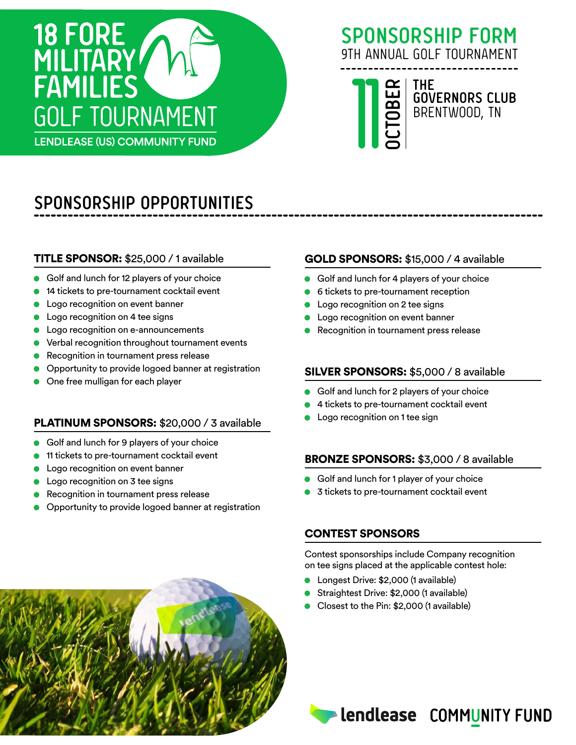# 18 FORE MILITARY FAMILIES GOLF TOURNAMENT

LENDLEASE (US) COMMUNITY FUND

## SPONSORSHIP FORM

9TH ANNUAL GOLF TOURNAMENT

11 OCTOBER

THE GOVERNORS CLUB
BRENTWOOD, TN

## SPONSORSHIP OPPORTUNITIES

### TITLE SPONSOR: $25,000 / 1 available

- Golf and lunch for 12 players of your choice
- 14 tickets to pre-tournament cocktail event
- Logo recognition on event banner
- Logo recognition on 4 tee signs
- Logo recognition on e-announcements
- Verbal recognition throughout tournament events
- Recognition in tournament press release
- Opportunity to provide logoed banner at registration
- One free mulligan for each player

### PLATINUM SPONSORS: $20,000 / 3 available

- Golf and lunch for 9 players of your choice
- 11 tickets to pre-tournament cocktail event
- Logo recognition on event banner
- Logo recognition on 3 tee signs
- Recognition in tournament press release
- Opportunity to provide logoed banner at registration

### GOLD SPONSORS: $15,000 / 4 available

- Golf and lunch for 4 players of your choice
- 6 tickets to pre-tournament reception
- Logo recognition on 2 tee signs
- Logo recognition on event banner
- Recognition in tournament press release

### SILVER SPONSORS: $5,000 / 8 available

- Golf and lunch for 2 players of your choice
- 4 tickets to pre-tournament cocktail event
- Logo recognition on 1 tee sign

### BRONZE SPONSORS: $3,000 / 8 available

- Golf and lunch for 1 player of your choice
- 3 tickets to pre-tournament cocktail event

### CONTEST SPONSORS

Contest sponsorships include Company recognition on tee signs placed at the applicable contest hole:

- Longest Drive: $2,000 (1 available)
- Straightest Drive: $2,000 (1 available)
- Closest to the Pin: $2,000 (1 available)

lendlease COMMUNITY FUND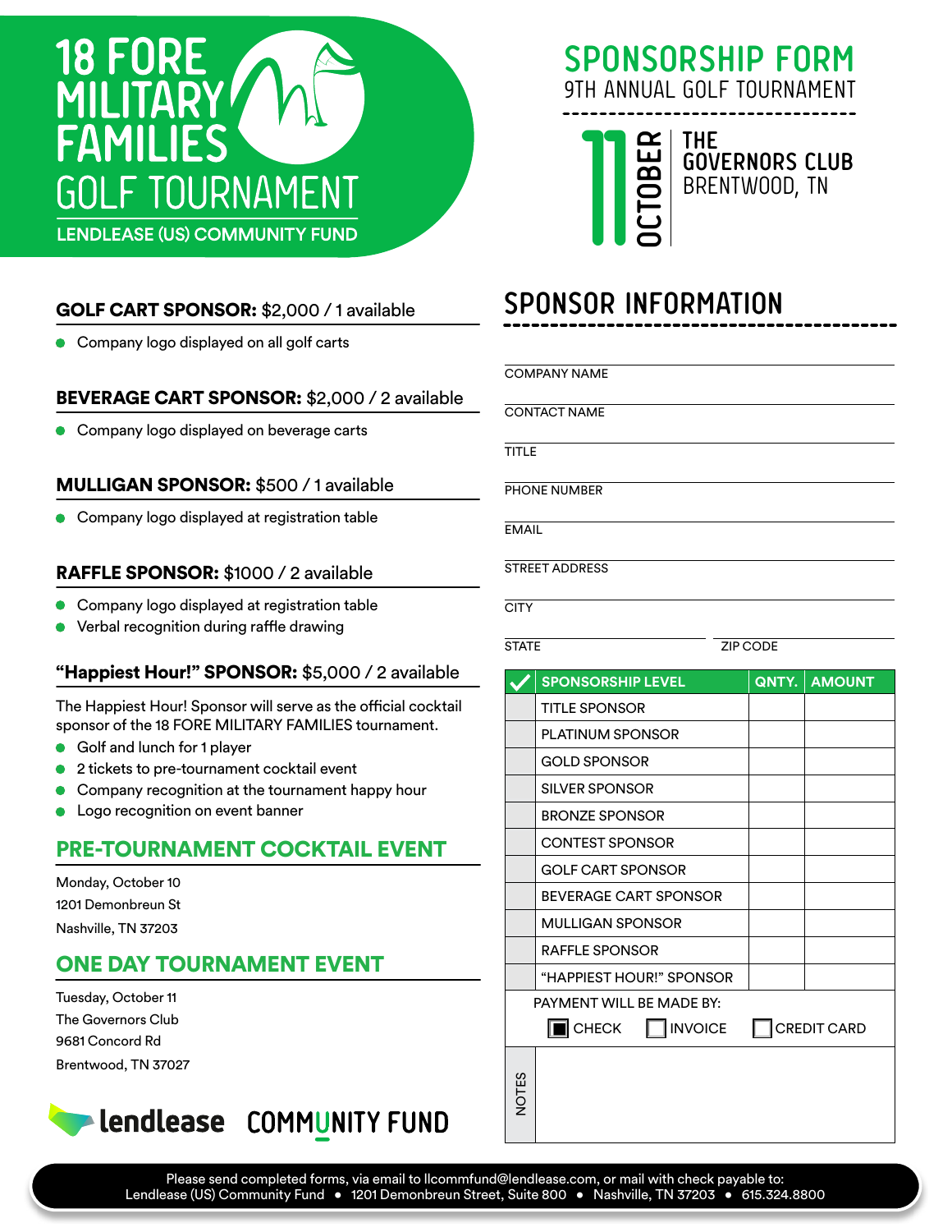# 18 FORE MILITARY FAMILIES GOLF TOURNAMENT

LENDLEASE (US) COMMUNITY FUND

## SPONSORSHIP FORM

9TH ANNUAL GOLF TOURNAMENT

11 OCTOBER

THE GOVERNORS CLUB
BRENTWOOD, TN

### GOLF CART SPONSOR: $2,000 / 1 available

- Company logo displayed on all golf carts

### BEVERAGE CART SPONSOR: $2,000 / 2 available

- Company logo displayed on beverage carts

### MULLIGAN SPONSOR: $500 / 1 available

- Company logo displayed at registration table

### RAFFLE SPONSOR: $1000 / 2 available

- Company logo displayed at registration table
- Verbal recognition during raffle drawing

### "Happiest Hour!" SPONSOR: $5,000 / 2 available

The Happiest Hour! Sponsor will serve as the official cocktail sponsor of the 18 FORE MILITARY FAMILIES tournament.

- Golf and lunch for 1 player
- 2 tickets to pre-tournament cocktail event
- Company recognition at the tournament happy hour
- Logo recognition on event banner

## PRE-TOURNAMENT COCKTAIL EVENT

Monday, October 10
1201 Demonbreun St
Nashville, TN 37203

## ONE DAY TOURNAMENT EVENT

Tuesday, October 11
The Governors Club
9681 Concord Rd
Brentwood, TN 37027

lendlease COMMUNITY FUND

## SPONSOR INFORMATION

COMPANY NAME

CONTACT NAME

TITLE

PHONE NUMBER

EMAIL

STREET ADDRESS

CITY

STATE ZIP CODE

| ✓ | SPONSORSHIP LEVEL | QNTY. | AMOUNT |
|---|---|---|---|
| | TITLE SPONSOR | | |
| | PLATINUM SPONSOR | | |
| | GOLD SPONSOR | | |
| | SILVER SPONSOR | | |
| | BRONZE SPONSOR | | |
| | CONTEST SPONSOR | | |
| | GOLF CART SPONSOR | | |
| | BEVERAGE CART SPONSOR | | |
| | MULLIGAN SPONSOR | | |
| | RAFFLE SPONSOR | | |
| | "HAPPIEST HOUR!" SPONSOR | | |

PAYMENT WILL BE MADE BY:

■ CHECK ☐ INVOICE ☐ CREDIT CARD

NOTES

Please send completed forms, via email to llcommfund@lendlease.com, or mail with check payable to:
Lendlease (US) Community Fund • 1201 Demonbreun Street, Suite 800 • Nashville, TN 37203 • 615.324.8800